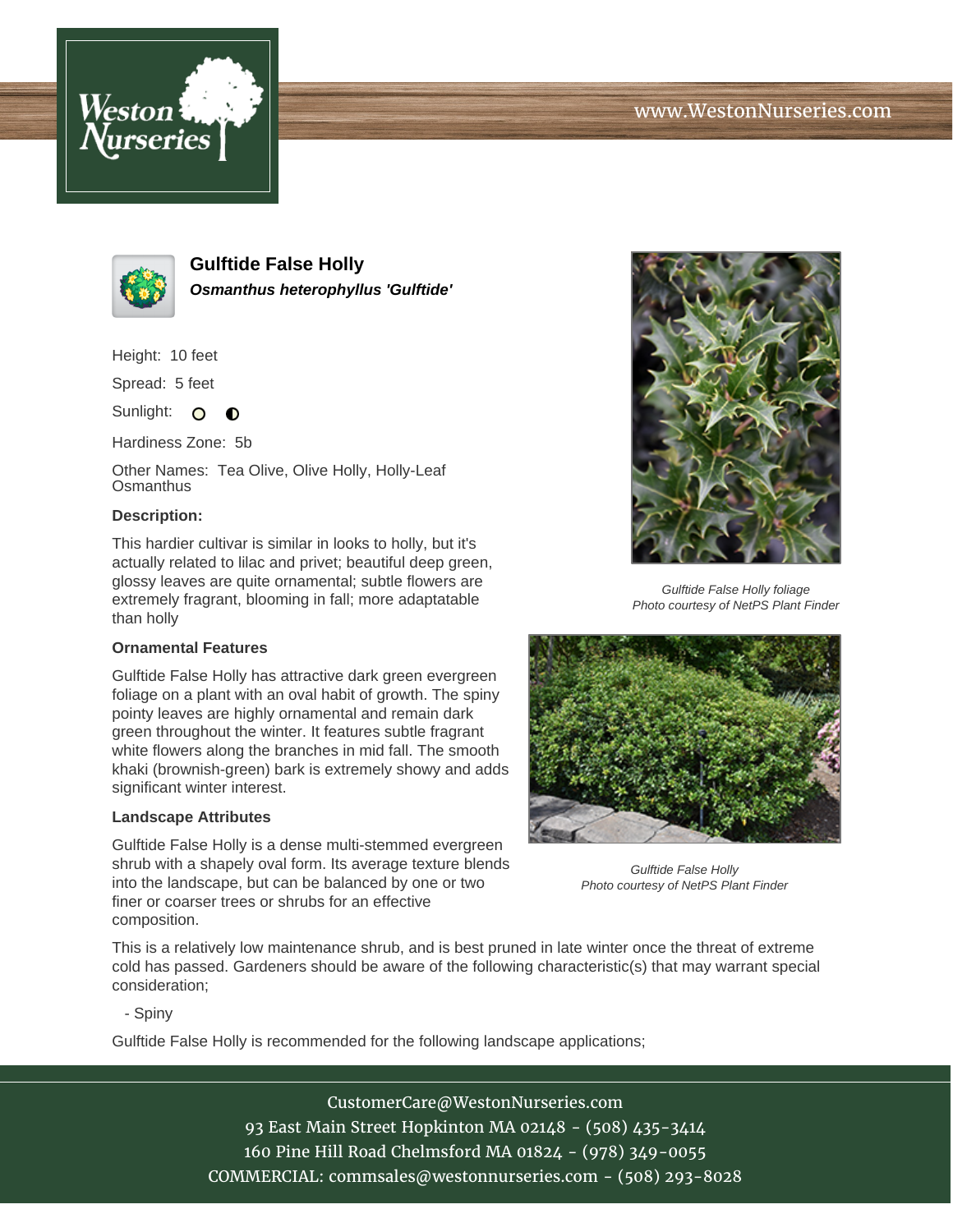www.WestonNurseries.com

# Gulftide False Holly

***Osmanthus heterophyllus 'Gulftide'***

Height: 10 feet

Spread: 5 feet

Sunlight: ○ ◐

Hardiness Zone: 5b

Other Names: Tea Olive, Olive Holly, Holly-Leaf Osmanthus

**Description:**

This hardier cultivar is similar in looks to holly, but it's actually related to lilac and privet; beautiful deep green, glossy leaves are quite ornamental; subtle flowers are extremely fragrant, blooming in fall; more adaptable than holly

### Ornamental Features

Gulftide False Holly has attractive dark green evergreen foliage on a plant with an oval habit of growth. The spiny pointy leaves are highly ornamental and remain dark green throughout the winter. It features subtle fragrant white flowers along the branches in mid fall. The smooth khaki (brownish-green) bark is extremely showy and adds significant winter interest.

### Landscape Attributes

Gulftide False Holly is a dense multi-stemmed evergreen shrub with a shapely oval form. Its average texture blends into the landscape, but can be balanced by one or two finer or coarser trees or shrubs for an effective composition.

This is a relatively low maintenance shrub, and is best pruned in late winter once the threat of extreme cold has passed. Gardeners should be aware of the following characteristic(s) that may warrant special consideration;

- Spiny

Gulftide False Holly is recommended for the following landscape applications;

*Gulftide False Holly foliage*
*Photo courtesy of NetPS Plant Finder*

*Gulftide False Holly*
*Photo courtesy of NetPS Plant Finder*

CustomerCare@WestonNurseries.com
93 East Main Street Hopkinton MA 02148 - (508) 435-3414
160 Pine Hill Road Chelmsford MA 01824 - (978) 349-0055
COMMERCIAL: commsales@westonnurseries.com - (508) 293-8028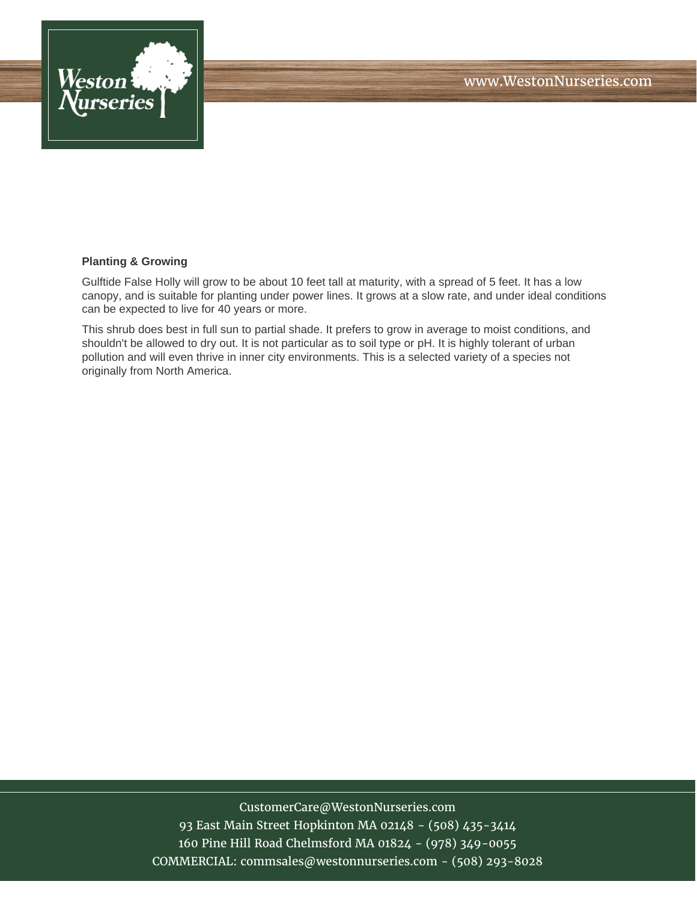### Planting & Growing

Gulftide False Holly will grow to be about 10 feet tall at maturity, with a spread of 5 feet. It has a low canopy, and is suitable for planting under power lines. It grows at a slow rate, and under ideal conditions can be expected to live for 40 years or more.

This shrub does best in full sun to partial shade. It prefers to grow in average to moist conditions, and shouldn't be allowed to dry out. It is not particular as to soil type or pH. It is highly tolerant of urban pollution and will even thrive in inner city environments. This is a selected variety of a species not originally from North America.